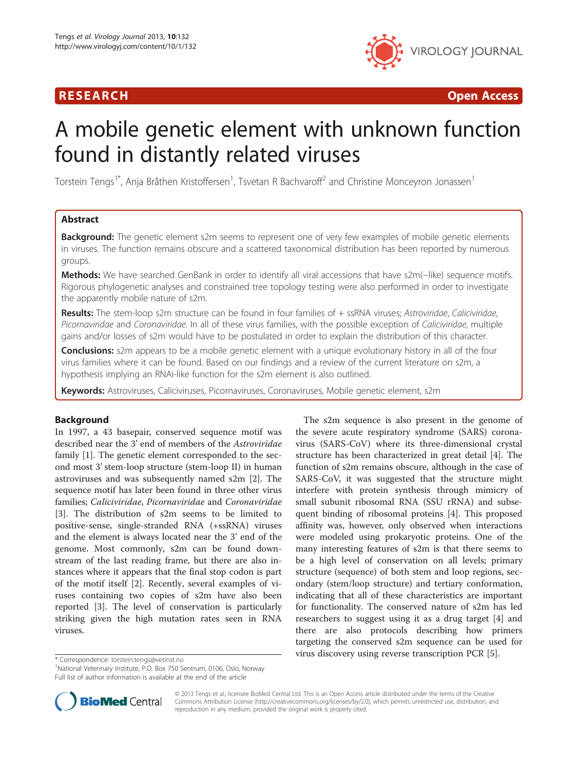RESEARCH Open Access

# A mobile genetic element with unknown function found in distantly related viruses

Torstein Tengs[1*], Anja Bråthen Kristoffersen[1], Tsvetan R Bachvaroff[2] and Christine Monceyron Jonassen[1]

## Abstract

**Background:** The genetic element s2m seems to represent one of very few examples of mobile genetic elements in viruses. The function remains obscure and a scattered taxonomical distribution has been reported by numerous groups.

**Methods:** We have searched GenBank in order to identify all viral accessions that have s2m(−like) sequence motifs. Rigorous phylogenetic analyses and constrained tree topology testing were also performed in order to investigate the apparently mobile nature of s2m.

**Results:** The stem-loop s2m structure can be found in four families of + ssRNA viruses; *Astroviridae*, *Caliciviridae*, *Picornaviridae* and *Coronaviridae*. In all of these virus families, with the possible exception of *Caliciviridae*, multiple gains and/or losses of s2m would have to be postulated in order to explain the distribution of this character.

**Conclusions:** s2m appears to be a mobile genetic element with a unique evolutionary history in all of the four virus families where it can be found. Based on our findings and a review of the current literature on s2m, a hypothesis implying an RNAi-like function for the s2m element is also outlined.

**Keywords:** Astroviruses, Caliciviruses, Picornaviruses, Coronaviruses, Mobile genetic element, s2m

## Background

In 1997, a 43 basepair, conserved sequence motif was described near the 3' end of members of the *Astroviridae* family [1]. The genetic element corresponded to the second most 3' stem-loop structure (stem-loop II) in human astroviruses and was subsequently named s2m [2]. The sequence motif has later been found in three other virus families; *Caliciviridae*, *Picornaviridae* and *Coronaviridae* [3]. The distribution of s2m seems to be limited to positive-sense, single-stranded RNA (+ssRNA) viruses and the element is always located near the 3' end of the genome. Most commonly, s2m can be found downstream of the last reading frame, but there are also instances where it appears that the final stop codon is part of the motif itself [2]. Recently, several examples of viruses containing two copies of s2m have also been reported [3]. The level of conservation is particularly striking given the high mutation rates seen in RNA viruses.

The s2m sequence is also present in the genome of the severe acute respiratory syndrome (SARS) coronavirus (SARS-CoV) where its three-dimensional crystal structure has been characterized in great detail [4]. The function of s2m remains obscure, although in the case of SARS-CoV, it was suggested that the structure might interfere with protein synthesis through mimicry of small subunit ribosomal RNA (SSU rRNA) and subsequent binding of ribosomal proteins [4]. This proposed affinity was, however, only observed when interactions were modeled using prokaryotic proteins. One of the many interesting features of s2m is that there seems to be a high level of conservation on all levels; primary structure (sequence) of both stem and loop regions, secondary (stem/loop structure) and tertiary conformation, indicating that all of these characteristics are important for functionality. The conserved nature of s2m has led researchers to suggest using it as a drug target [4] and there are also protocols describing how primers targeting the conserved s2m sequence can be used for virus discovery using reverse transcription PCR [5].

\* Correspondence: torstein.tengs@vetinst.no
[1]National Veterinary Institute, P.O. Box 750 Sentrum, 0106, Oslo, Norway
Full list of author information is available at the end of the article

© 2013 Tengs et al.; licensee BioMed Central Ltd. This is an Open Access article distributed under the terms of the Creative Commons Attribution License (http://creativecommons.org/licenses/by/2.0), which permits unrestricted use, distribution, and reproduction in any medium, provided the original work is properly cited.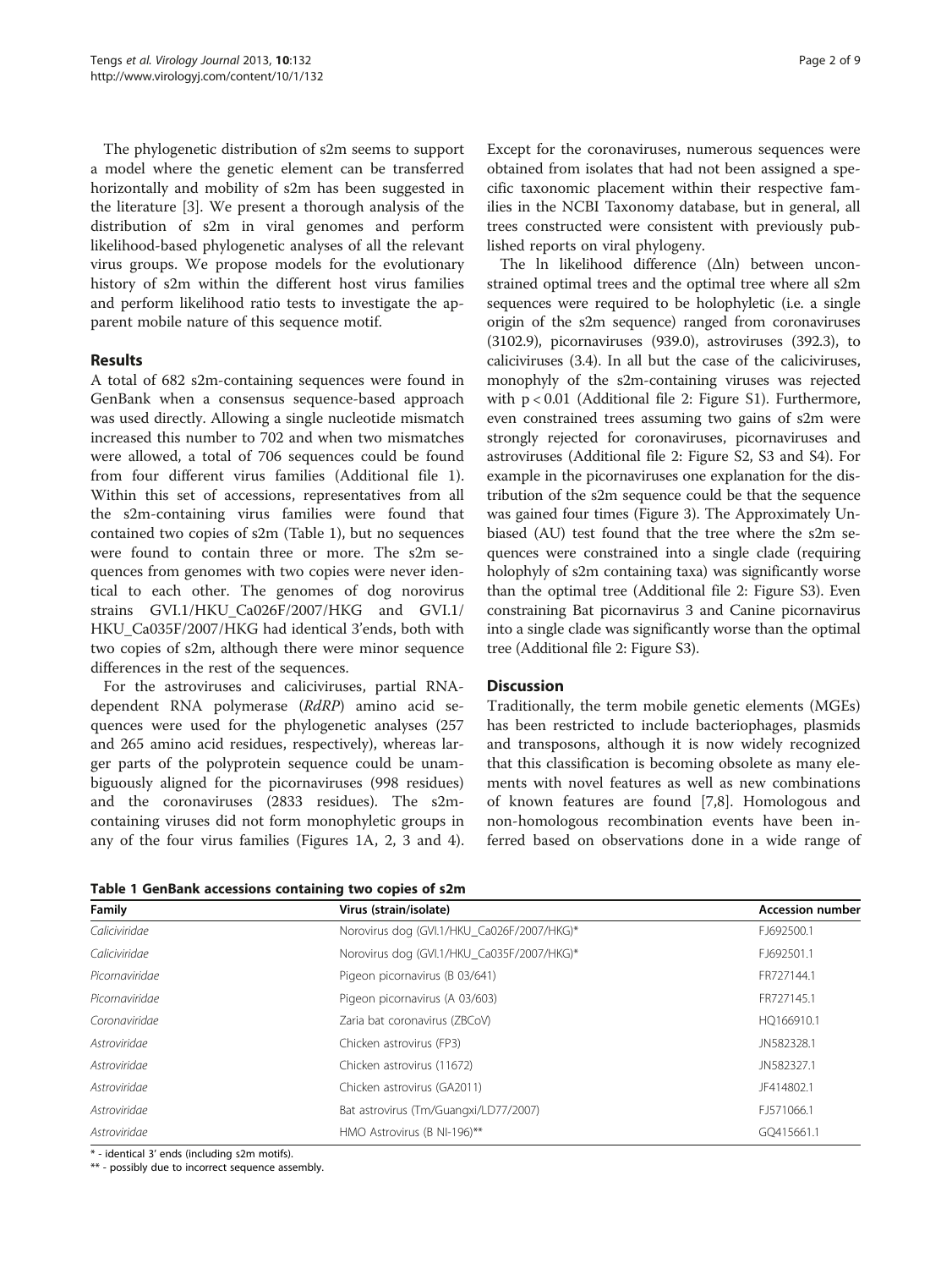The phylogenetic distribution of s2m seems to support a model where the genetic element can be transferred horizontally and mobility of s2m has been suggested in the literature [3]. We present a thorough analysis of the distribution of s2m in viral genomes and perform likelihood-based phylogenetic analyses of all the relevant virus groups. We propose models for the evolutionary history of s2m within the different host virus families and perform likelihood ratio tests to investigate the apparent mobile nature of this sequence motif.

## Results

A total of 682 s2m-containing sequences were found in GenBank when a consensus sequence-based approach was used directly. Allowing a single nucleotide mismatch increased this number to 702 and when two mismatches were allowed, a total of 706 sequences could be found from four different virus families (Additional file 1). Within this set of accessions, representatives from all the s2m-containing virus families were found that contained two copies of s2m (Table 1), but no sequences were found to contain three or more. The s2m sequences from genomes with two copies were never identical to each other. The genomes of dog norovirus strains GVI.1/HKU_Ca026F/2007/HKG and GVI.1/HKU_Ca035F/2007/HKG had identical 3'ends, both with two copies of s2m, although there were minor sequence differences in the rest of the sequences.

For the astroviruses and caliciviruses, partial RNA-dependent RNA polymerase (*RdRP*) amino acid sequences were used for the phylogenetic analyses (257 and 265 amino acid residues, respectively), whereas larger parts of the polyprotein sequence could be unambiguously aligned for the picornaviruses (998 residues) and the coronaviruses (2833 residues). The s2m-containing viruses did not form monophyletic groups in any of the four virus families (Figures 1A, 2, 3 and 4). Except for the coronaviruses, numerous sequences were obtained from isolates that had not been assigned a specific taxonomic placement within their respective families in the NCBI Taxonomy database, but in general, all trees constructed were consistent with previously published reports on viral phylogeny.

The ln likelihood difference (Δln) between unconstrained optimal trees and the optimal tree where all s2m sequences were required to be holophyletic (i.e. a single origin of the s2m sequence) ranged from coronaviruses (3102.9), picornaviruses (939.0), astroviruses (392.3), to caliciviruses (3.4). In all but the case of the caliciviruses, monophyly of the s2m-containing viruses was rejected with $p < 0.01$ (Additional file 2: Figure S1). Furthermore, even constrained trees assuming two gains of s2m were strongly rejected for coronaviruses, picornaviruses and astroviruses (Additional file 2: Figure S2, S3 and S4). For example in the picornaviruses one explanation for the distribution of the s2m sequence could be that the sequence was gained four times (Figure 3). The Approximately Unbiased (AU) test found that the tree where the s2m sequences were constrained into a single clade (requiring holophyly of s2m containing taxa) was significantly worse than the optimal tree (Additional file 2: Figure S3). Even constraining Bat picornavirus 3 and Canine picornavirus into a single clade was significantly worse than the optimal tree (Additional file 2: Figure S3).

## Discussion

Traditionally, the term mobile genetic elements (MGEs) has been restricted to include bacteriophages, plasmids and transposons, although it is now widely recognized that this classification is becoming obsolete as many elements with novel features as well as new combinations of known features are found [7,8]. Homologous and non-homologous recombination events have been inferred based on observations done in a wide range of

**Table 1 GenBank accessions containing two copies of s2m**

| Family | Virus (strain/isolate) | Accession number |
|---|---|---|
| *Caliciviridae* | Norovirus dog (GVI.1/HKU_Ca026F/2007/HKG)* | FJ692500.1 |
| *Caliciviridae* | Norovirus dog (GVI.1/HKU_Ca035F/2007/HKG)* | FJ692501.1 |
| *Picornaviridae* | Pigeon picornavirus (B 03/641) | FR727144.1 |
| *Picornaviridae* | Pigeon picornavirus (A 03/603) | FR727145.1 |
| *Coronaviridae* | Zaria bat coronavirus (ZBCoV) | HQ166910.1 |
| *Astroviridae* | Chicken astrovirus (FP3) | JN582328.1 |
| *Astroviridae* | Chicken astrovirus (11672) | JN582327.1 |
| *Astroviridae* | Chicken astrovirus (GA2011) | JF414802.1 |
| *Astroviridae* | Bat astrovirus (Tm/Guangxi/LD77/2007) | FJ571066.1 |
| *Astroviridae* | HMO Astrovirus (B NI-196)** | GQ415661.1 |

\* - identical 3' ends (including s2m motifs).
\*\* - possibly due to incorrect sequence assembly.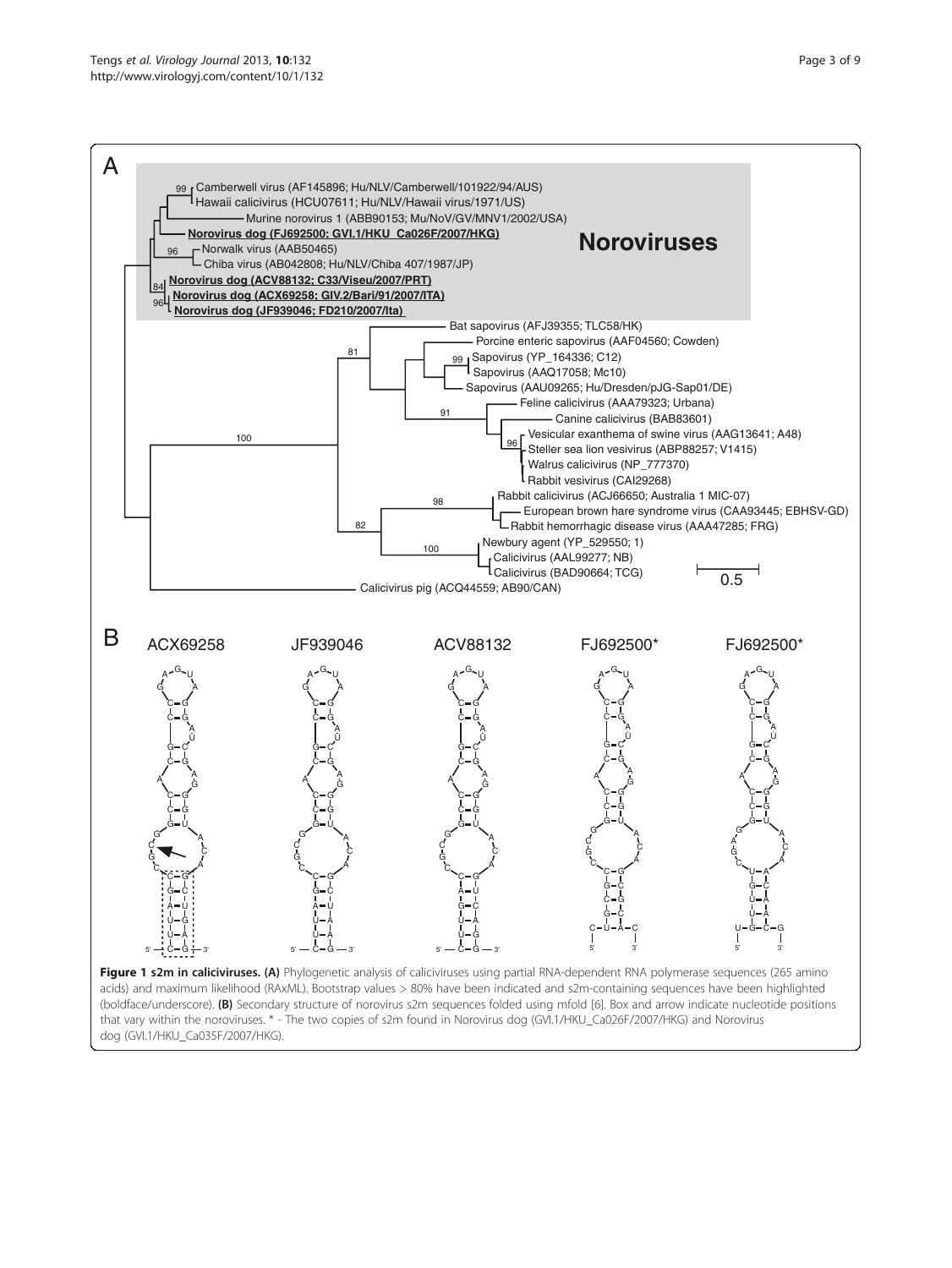**Figure 1 s2m in caliciviruses. (A)** Phylogenetic analysis of caliciviruses using partial RNA-dependent RNA polymerase sequences (265 amino acids) and maximum likelihood (RAxML). Bootstrap values > 80% have been indicated and s2m-containing sequences have been highlighted (boldface/underscore). **(B)** Secondary structure of norovirus s2m sequences folded using mfold [6]. Box and arrow indicate nucleotide positions that vary within the noroviruses. * - The two copies of s2m found in Norovirus dog (GVI.1/HKU_Ca026F/2007/HKG) and Norovirus dog (GVI.1/HKU_Ca035F/2007/HKG).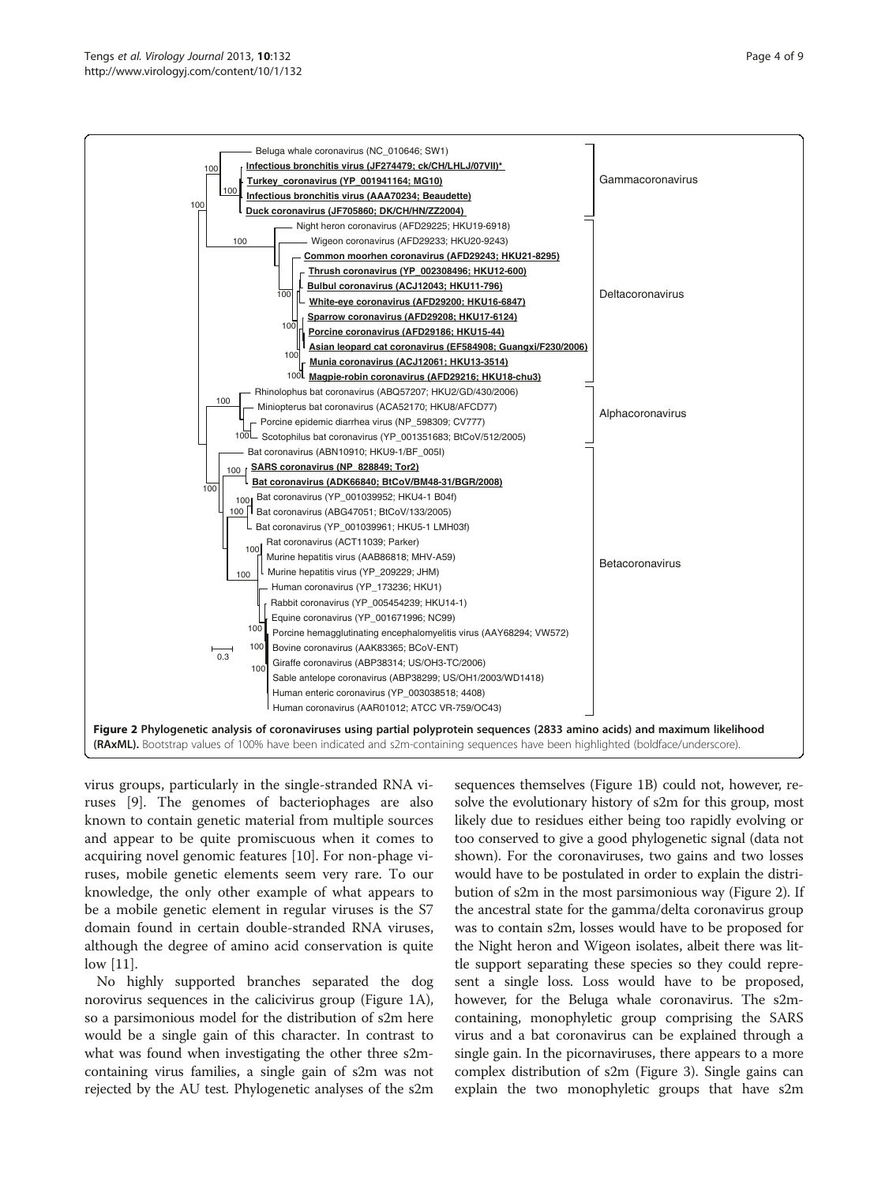**Figure 2 Phylogenetic analysis of coronaviruses using partial polyprotein sequences (2833 amino acids) and maximum likelihood (RAxML).** Bootstrap values of 100% have been indicated and s2m-containing sequences have been highlighted (boldface/underscore).

virus groups, particularly in the single-stranded RNA viruses [9]. The genomes of bacteriophages are also known to contain genetic material from multiple sources and appear to be quite promiscuous when it comes to acquiring novel genomic features [10]. For non-phage viruses, mobile genetic elements seem very rare. To our knowledge, the only other example of what appears to be a mobile genetic element in regular viruses is the S7 domain found in certain double-stranded RNA viruses, although the degree of amino acid conservation is quite low [11].

No highly supported branches separated the dog norovirus sequences in the calicivirus group (Figure 1A), so a parsimonious model for the distribution of s2m here would be a single gain of this character. In contrast to what was found when investigating the other three s2m-containing virus families, a single gain of s2m was not rejected by the AU test. Phylogenetic analyses of the s2m sequences themselves (Figure 1B) could not, however, resolve the evolutionary history of s2m for this group, most likely due to residues either being too rapidly evolving or too conserved to give a good phylogenetic signal (data not shown). For the coronaviruses, two gains and two losses would have to be postulated in order to explain the distribution of s2m in the most parsimonious way (Figure 2). If the ancestral state for the gamma/delta coronavirus group was to contain s2m, losses would have to be proposed for the Night heron and Wigeon isolates, albeit there was little support separating these species so they could represent a single loss. Loss would have to be proposed, however, for the Beluga whale coronavirus. The s2m-containing, monophyletic group comprising the SARS virus and a bat coronavirus can be explained through a single gain. In the picornaviruses, there appears to a more complex distribution of s2m (Figure 3). Single gains can explain the two monophyletic groups that have s2m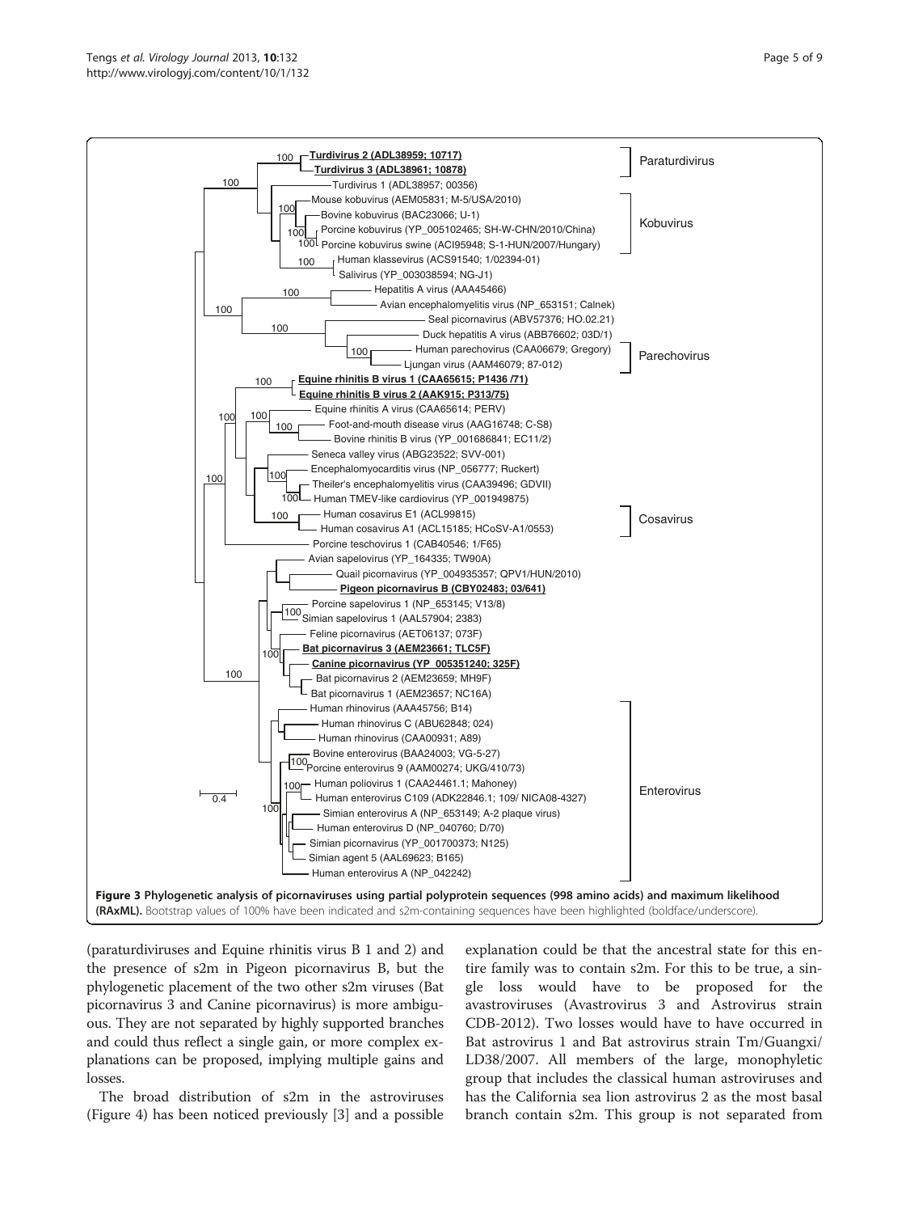**Figure 3 Phylogenetic analysis of picornaviruses using partial polyprotein sequences (998 amino acids) and maximum likelihood (RAxML).** Bootstrap values of 100% have been indicated and s2m-containing sequences have been highlighted (boldface/underscore).

(paraturdiviruses and Equine rhinitis virus B 1 and 2) and the presence of s2m in Pigeon picornavirus B, but the phylogenetic placement of the two other s2m viruses (Bat picornavirus 3 and Canine picornavirus) is more ambiguous. They are not separated by highly supported branches and could thus reflect a single gain, or more complex explanations can be proposed, implying multiple gains and losses.

The broad distribution of s2m in the astroviruses (Figure 4) has been noticed previously [3] and a possible explanation could be that the ancestral state for this entire family was to contain s2m. For this to be true, a single loss would have to be proposed for the avastroviruses (Avastrovirus 3 and Astrovirus strain CDB-2012). Two losses would have to have occurred in Bat astrovirus 1 and Bat astrovirus strain Tm/Guangxi/LD38/2007. All members of the large, monophyletic group that includes the classical human astroviruses and has the California sea lion astrovirus 2 as the most basal branch contain s2m. This group is not separated from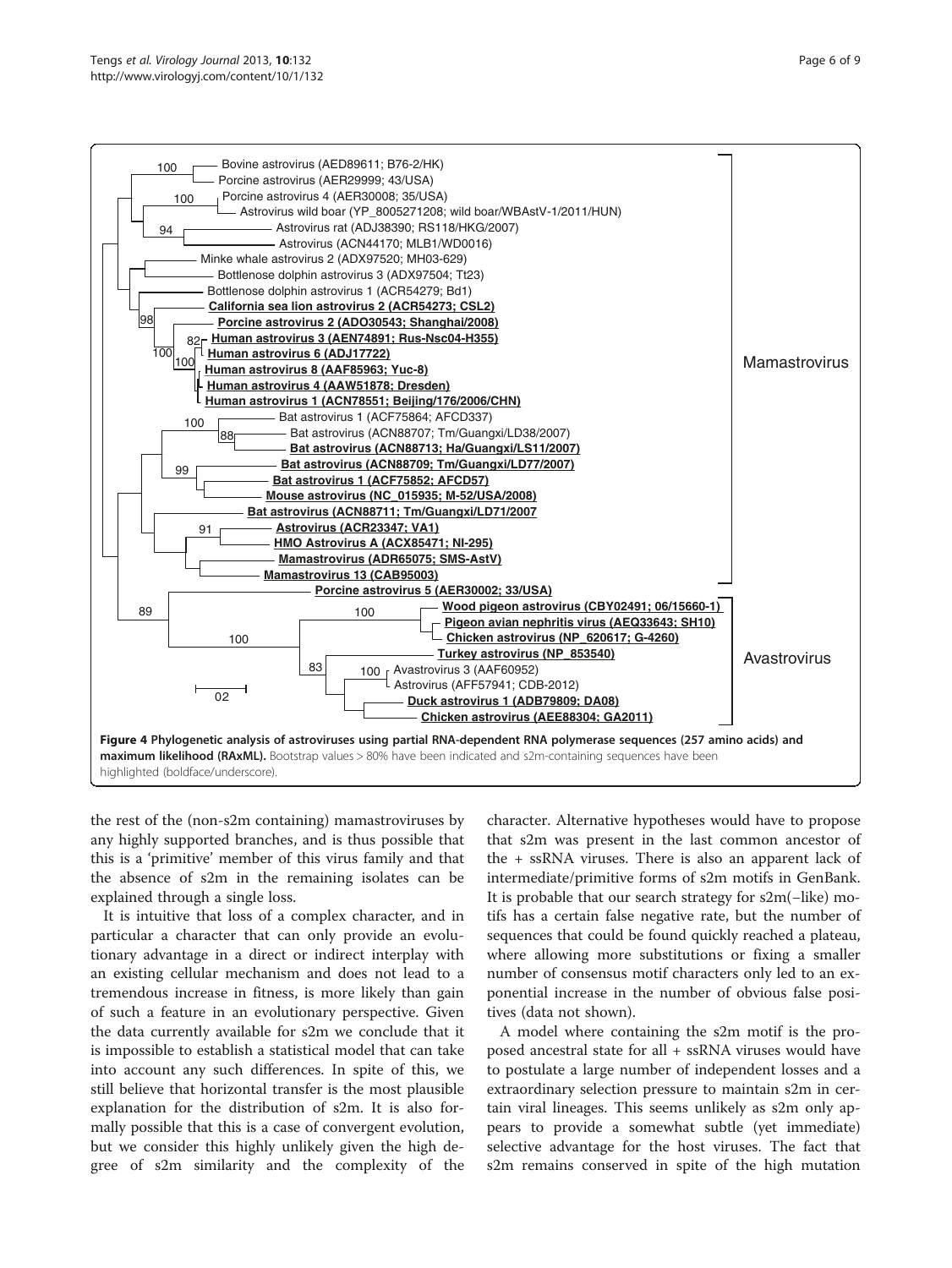**Figure 4 Phylogenetic analysis of astroviruses using partial RNA-dependent RNA polymerase sequences (257 amino acids) and maximum likelihood (RAxML).** Bootstrap values > 80% have been indicated and s2m-containing sequences have been highlighted (boldface/underscore).

the rest of the (non-s2m containing) mamastroviruses by any highly supported branches, and is thus possible that this is a 'primitive' member of this virus family and that the absence of s2m in the remaining isolates can be explained through a single loss.

It is intuitive that loss of a complex character, and in particular a character that can only provide an evolutionary advantage in a direct or indirect interplay with an existing cellular mechanism and does not lead to a tremendous increase in fitness, is more likely than gain of such a feature in an evolutionary perspective. Given the data currently available for s2m we conclude that it is impossible to establish a statistical model that can take into account any such differences. In spite of this, we still believe that horizontal transfer is the most plausible explanation for the distribution of s2m. It is also formally possible that this is a case of convergent evolution, but we consider this highly unlikely given the high degree of s2m similarity and the complexity of the character. Alternative hypotheses would have to propose that s2m was present in the last common ancestor of the + ssRNA viruses. There is also an apparent lack of intermediate/primitive forms of s2m motifs in GenBank. It is probable that our search strategy for s2m(−like) motifs has a certain false negative rate, but the number of sequences that could be found quickly reached a plateau, where allowing more substitutions or fixing a smaller number of consensus motif characters only led to an exponential increase in the number of obvious false positives (data not shown).

A model where containing the s2m motif is the proposed ancestral state for all + ssRNA viruses would have to postulate a large number of independent losses and a extraordinary selection pressure to maintain s2m in certain viral lineages. This seems unlikely as s2m only appears to provide a somewhat subtle (yet immediate) selective advantage for the host viruses. The fact that s2m remains conserved in spite of the high mutation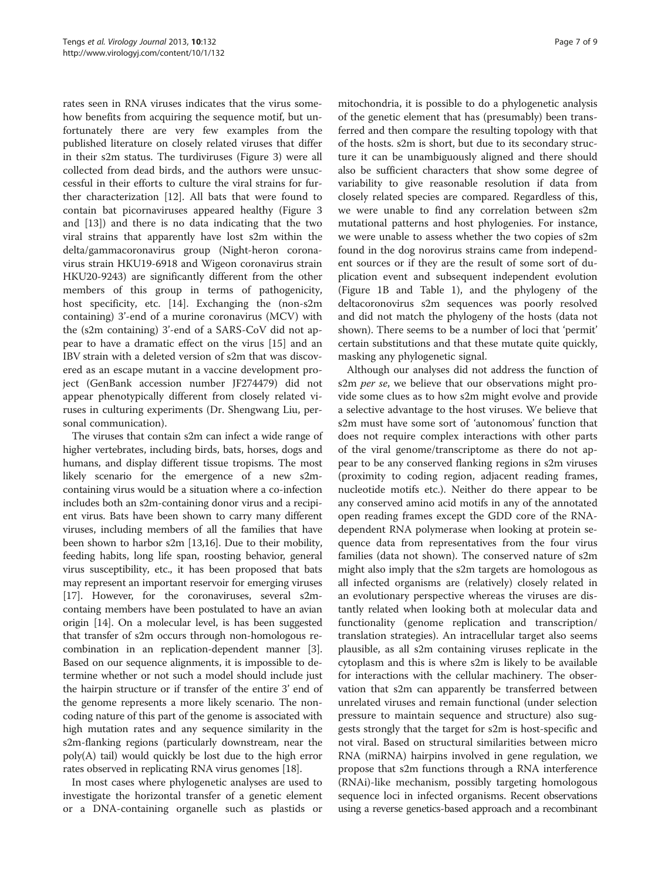rates seen in RNA viruses indicates that the virus somehow benefits from acquiring the sequence motif, but unfortunately there are very few examples from the published literature on closely related viruses that differ in their s2m status. The turdiviruses (Figure 3) were all collected from dead birds, and the authors were unsuccessful in their efforts to culture the viral strains for further characterization [12]. All bats that were found to contain bat picornaviruses appeared healthy (Figure 3 and [13]) and there is no data indicating that the two viral strains that apparently have lost s2m within the delta/gammacoronavirus group (Night-heron coronavirus strain HKU19-6918 and Wigeon coronavirus strain HKU20-9243) are significantly different from the other members of this group in terms of pathogenicity, host specificity, etc. [14]. Exchanging the (non-s2m containing) 3'-end of a murine coronavirus (MCV) with the (s2m containing) 3'-end of a SARS-CoV did not appear to have a dramatic effect on the virus [15] and an IBV strain with a deleted version of s2m that was discovered as an escape mutant in a vaccine development project (GenBank accession number JF274479) did not appear phenotypically different from closely related viruses in culturing experiments (Dr. Shengwang Liu, personal communication).

The viruses that contain s2m can infect a wide range of higher vertebrates, including birds, bats, horses, dogs and humans, and display different tissue tropisms. The most likely scenario for the emergence of a new s2m-containing virus would be a situation where a co-infection includes both an s2m-containing donor virus and a recipient virus. Bats have been shown to carry many different viruses, including members of all the families that have been shown to harbor s2m [13,16]. Due to their mobility, feeding habits, long life span, roosting behavior, general virus susceptibility, etc., it has been proposed that bats may represent an important reservoir for emerging viruses [17]. However, for the coronaviruses, several s2m-containg members have been postulated to have an avian origin [14]. On a molecular level, is has been suggested that transfer of s2m occurs through non-homologous recombination in an replication-dependent manner [3]. Based on our sequence alignments, it is impossible to determine whether or not such a model should include just the hairpin structure or if transfer of the entire 3' end of the genome represents a more likely scenario. The non-coding nature of this part of the genome is associated with high mutation rates and any sequence similarity in the s2m-flanking regions (particularly downstream, near the poly(A) tail) would quickly be lost due to the high error rates observed in replicating RNA virus genomes [18].

In most cases where phylogenetic analyses are used to investigate the horizontal transfer of a genetic element or a DNA-containing organelle such as plastids or mitochondria, it is possible to do a phylogenetic analysis of the genetic element that has (presumably) been transferred and then compare the resulting topology with that of the hosts. s2m is short, but due to its secondary structure it can be unambiguously aligned and there should also be sufficient characters that show some degree of variability to give reasonable resolution if data from closely related species are compared. Regardless of this, we were unable to find any correlation between s2m mutational patterns and host phylogenies. For instance, we were unable to assess whether the two copies of s2m found in the dog norovirus strains came from independent sources or if they are the result of some sort of duplication event and subsequent independent evolution (Figure 1B and Table 1), and the phylogeny of the deltacoronovirus s2m sequences was poorly resolved and did not match the phylogeny of the hosts (data not shown). There seems to be a number of loci that 'permit' certain substitutions and that these mutate quite quickly, masking any phylogenetic signal.

Although our analyses did not address the function of s2m *per se*, we believe that our observations might provide some clues as to how s2m might evolve and provide a selective advantage to the host viruses. We believe that s2m must have some sort of 'autonomous' function that does not require complex interactions with other parts of the viral genome/transcriptome as there do not appear to be any conserved flanking regions in s2m viruses (proximity to coding region, adjacent reading frames, nucleotide motifs etc.). Neither do there appear to be any conserved amino acid motifs in any of the annotated open reading frames except the GDD core of the RNA-dependent RNA polymerase when looking at protein sequence data from representatives from the four virus families (data not shown). The conserved nature of s2m might also imply that the s2m targets are homologous as all infected organisms are (relatively) closely related in an evolutionary perspective whereas the viruses are distantly related when looking both at molecular data and functionality (genome replication and transcription/translation strategies). An intracellular target also seems plausible, as all s2m containing viruses replicate in the cytoplasm and this is where s2m is likely to be available for interactions with the cellular machinery. The observation that s2m can apparently be transferred between unrelated viruses and remain functional (under selection pressure to maintain sequence and structure) also suggests strongly that the target for s2m is host-specific and not viral. Based on structural similarities between micro RNA (miRNA) hairpins involved in gene regulation, we propose that s2m functions through a RNA interference (RNAi)-like mechanism, possibly targeting homologous sequence loci in infected organisms. Recent observations using a reverse genetics-based approach and a recombinant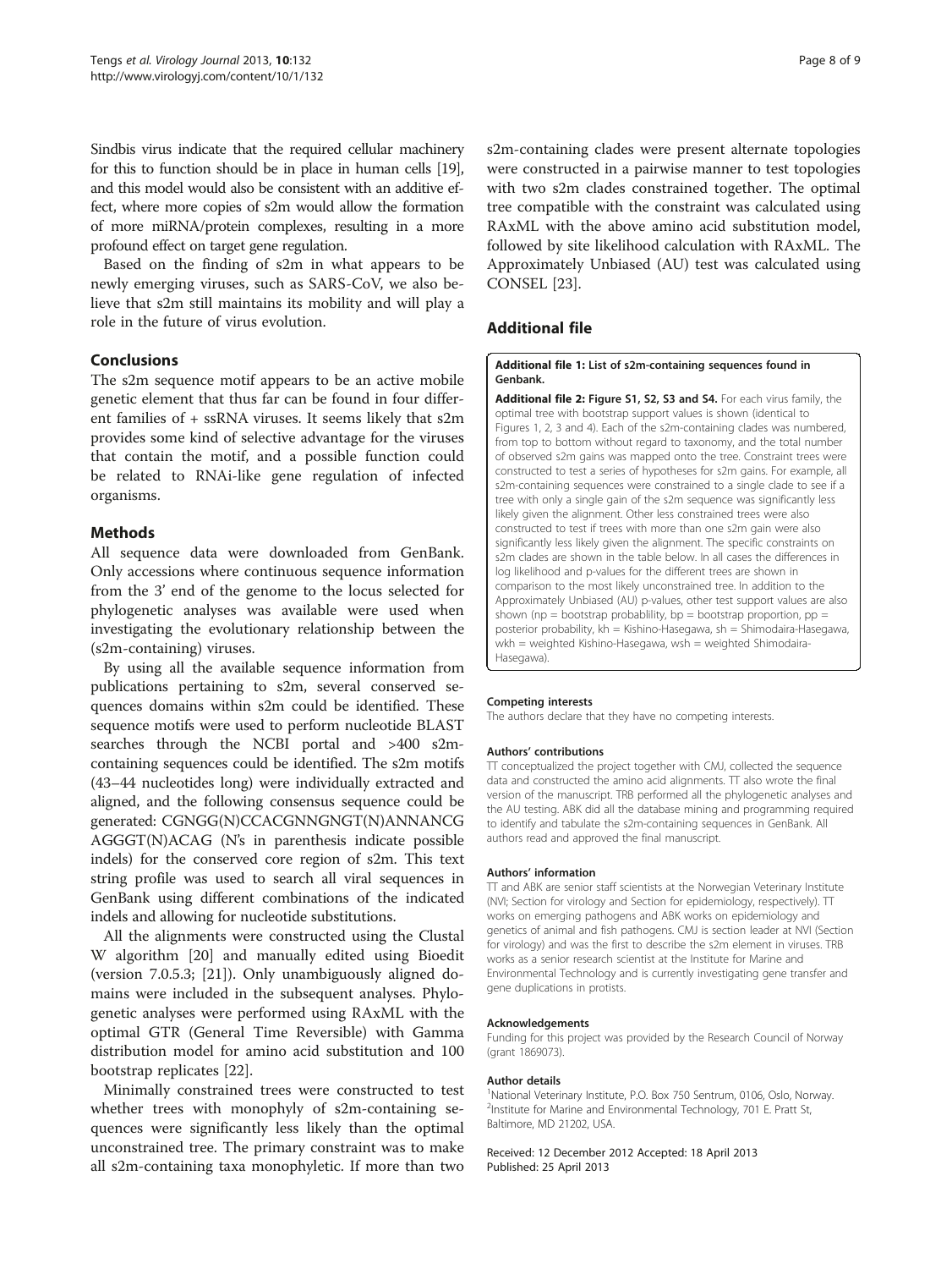Sindbis virus indicate that the required cellular machinery for this to function should be in place in human cells [19], and this model would also be consistent with an additive effect, where more copies of s2m would allow the formation of more miRNA/protein complexes, resulting in a more profound effect on target gene regulation.

Based on the finding of s2m in what appears to be newly emerging viruses, such as SARS-CoV, we also believe that s2m still maintains its mobility and will play a role in the future of virus evolution.

## Conclusions

The s2m sequence motif appears to be an active mobile genetic element that thus far can be found in four different families of + ssRNA viruses. It seems likely that s2m provides some kind of selective advantage for the viruses that contain the motif, and a possible function could be related to RNAi-like gene regulation of infected organisms.

## Methods

All sequence data were downloaded from GenBank. Only accessions where continuous sequence information from the 3' end of the genome to the locus selected for phylogenetic analyses was available were used when investigating the evolutionary relationship between the (s2m-containing) viruses.

By using all the available sequence information from publications pertaining to s2m, several conserved sequences domains within s2m could be identified. These sequence motifs were used to perform nucleotide BLAST searches through the NCBI portal and >400 s2m-containing sequences could be identified. The s2m motifs (43–44 nucleotides long) were individually extracted and aligned, and the following consensus sequence could be generated: CGNGG(N)CCACGNNGNGT(N)ANNANCG AGGGT(N)ACAG (N's in parenthesis indicate possible indels) for the conserved core region of s2m. This text string profile was used to search all viral sequences in GenBank using different combinations of the indicated indels and allowing for nucleotide substitutions.

All the alignments were constructed using the Clustal W algorithm [20] and manually edited using Bioedit (version 7.0.5.3; [21]). Only unambiguously aligned domains were included in the subsequent analyses. Phylogenetic analyses were performed using RAxML with the optimal GTR (General Time Reversible) with Gamma distribution model for amino acid substitution and 100 bootstrap replicates [22].

Minimally constrained trees were constructed to test whether trees with monophyly of s2m-containing sequences were significantly less likely than the optimal unconstrained tree. The primary constraint was to make all s2m-containing taxa monophyletic. If more than two s2m-containing clades were present alternate topologies were constructed in a pairwise manner to test topologies with two s2m clades constrained together. The optimal tree compatible with the constraint was calculated using RAxML with the above amino acid substitution model, followed by site likelihood calculation with RAxML. The Approximately Unbiased (AU) test was calculated using CONSEL [23].

## Additional file

**Additional file 1: List of s2m-containing sequences found in Genbank.**

**Additional file 2: Figure S1, S2, S3 and S4.** For each virus family, the optimal tree with bootstrap support values is shown (identical to Figures 1, 2, 3 and 4). Each of the s2m-containing clades was numbered, from top to bottom without regard to taxonomy, and the total number of observed s2m gains was mapped onto the tree. Constraint trees were constructed to test a series of hypotheses for s2m gains. For example, all s2m-containing sequences were constrained to a single clade to see if a tree with only a single gain of the s2m sequence was significantly less likely given the alignment. Other less constrained trees were also constructed to test if trees with more than one s2m gain were also significantly less likely given the alignment. The specific constraints on s2m clades are shown in the table below. In all cases the differences in log likelihood and p-values for the different trees are shown in comparison to the most likely unconstrained tree. In addition to the Approximately Unbiased (AU) p-values, other test support values are also shown (np = bootstrap probablility, bp = bootstrap proportion, pp = posterior probability, kh = Kishino-Hasegawa, sh = Shimodaira-Hasegawa, wkh = weighted Kishino-Hasegawa, wsh = weighted Shimodaira-Hasegawa).

#### Competing interests

The authors declare that they have no competing interests.

#### Authors' contributions

TT conceptualized the project together with CMJ, collected the sequence data and constructed the amino acid alignments. TT also wrote the final version of the manuscript. TRB performed all the phylogenetic analyses and the AU testing. ABK did all the database mining and programming required to identify and tabulate the s2m-containing sequences in GenBank. All authors read and approved the final manuscript.

#### Authors' information

TT and ABK are senior staff scientists at the Norwegian Veterinary Institute (NVI; Section for virology and Section for epidemiology, respectively). TT works on emerging pathogens and ABK works on epidemiology and genetics of animal and fish pathogens. CMJ is section leader at NVI (Section for virology) and was the first to describe the s2m element in viruses. TRB works as a senior research scientist at the Institute for Marine and Environmental Technology and is currently investigating gene transfer and gene duplications in protists.

#### Acknowledgements

Funding for this project was provided by the Research Council of Norway (grant 1869073).

#### Author details

[1]National Veterinary Institute, P.O. Box 750 Sentrum, 0106, Oslo, Norway. [2]Institute for Marine and Environmental Technology, 701 E. Pratt St, Baltimore, MD 21202, USA.

Received: 12 December 2012 Accepted: 18 April 2013
Published: 25 April 2013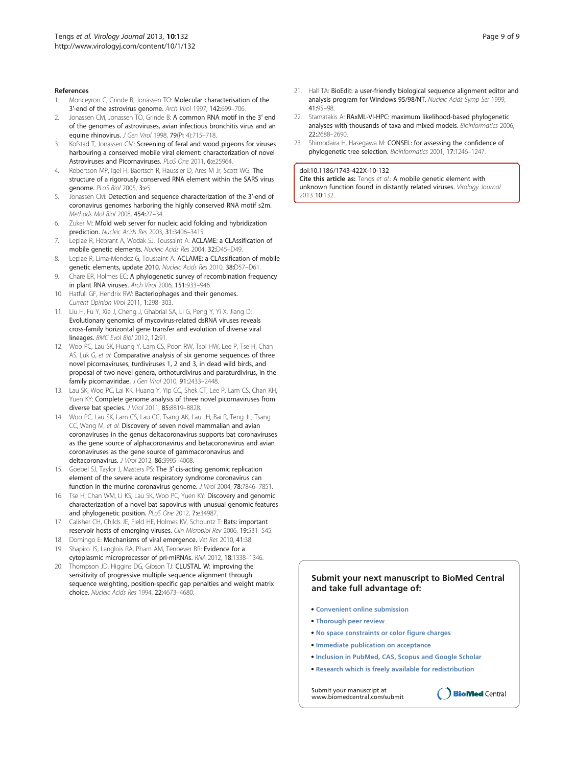## References

1. Monceyron C, Grinde B, Jonassen TO: Molecular characterisation of the 3'-end of the astrovirus genome. *Arch Virol* 1997, **142:**699–706.
2. Jonassen CM, Jonassen TO, Grinde B: A common RNA motif in the 3' end of the genomes of astroviruses, avian infectious bronchitis virus and an equine rhinovirus. *J Gen Virol* 1998, **79**(Pt 4):715–718.
3. Kofstad T, Jonassen CM: Screening of feral and wood pigeons for viruses harbouring a conserved mobile viral element: characterization of novel Astroviruses and Picornaviruses. *PLoS One* 2011, **6:**e25964.
4. Robertson MP, Igel H, Baertsch R, Haussler D, Ares M Jr, Scott WG: The structure of a rigorously conserved RNA element within the SARS virus genome. *PLoS Biol* 2005, **3:**e5.
5. Jonassen CM: Detection and sequence characterization of the 3'-end of coronavirus genomes harboring the highly conserved RNA motif s2m. *Methods Mol Biol* 2008, **454:**27–34.
6. Zuker M: Mfold web server for nucleic acid folding and hybridization prediction. *Nucleic Acids Res* 2003, **31:**3406–3415.
7. Leplae R, Hebrant A, Wodak SJ, Toussaint A: ACLAME: a CLAssification of mobile genetic elements. *Nucleic Acids Res* 2004, **32:**D45–D49.
8. Leplae R, Lima-Mendez G, Toussaint A: ACLAME: a CLAssification of mobile genetic elements, update 2010. *Nucleic Acids Res* 2010, **38:**D57–D61.
9. Chare ER, Holmes EC: A phylogenetic survey of recombination frequency in plant RNA viruses. *Arch Virol* 2006, **151:**933–946.
10. Hatfull GF, Hendrix RW: Bacteriophages and their genomes. *Current Opinion Virol* 2011, **1:**298–303.
11. Liu H, Fu Y, Xie J, Cheng J, Ghabrial SA, Li G, Peng Y, Yi X, Jiang D: Evolutionary genomics of mycovirus-related dsRNA viruses reveals cross-family horizontal gene transfer and evolution of diverse viral lineages. *BMC Evol Biol* 2012, **12:**91.
12. Woo PC, Lau SK, Huang Y, Lam CS, Poon RW, Tsoi HW, Lee P, Tse H, Chan AS, Luk G, *et al*: Comparative analysis of six genome sequences of three novel picornaviruses, turdiviruses 1, 2 and 3, in dead wild birds, and proposal of two novel genera, orthoturdivirus and paraturdivirus, in the family picornaviridae. *J Gen Virol* 2010, **91:**2433–2448.
13. Lau SK, Woo PC, Lai KK, Huang Y, Yip CC, Shek CT, Lee P, Lam CS, Chan KH, Yuen KY: Complete genome analysis of three novel picornaviruses from diverse bat species. *J Virol* 2011, **85:**8819–8828.
14. Woo PC, Lau SK, Lam CS, Lau CC, Tsang AK, Lau JH, Bai R, Teng JL, Tsang CC, Wang M, *et al*: Discovery of seven novel mammalian and avian coronaviruses in the genus deltacoronavirus supports bat coronaviruses as the gene source of alphacoronavirus and betacoronavirus and avian coronaviruses as the gene source of gammacoronavirus and deltacoronavirus. *J Virol* 2012, **86:**3995–4008.
15. Goebel SJ, Taylor J, Masters PS: The 3' cis-acting genomic replication element of the severe acute respiratory syndrome coronavirus can function in the murine coronavirus genome. *J Virol* 2004, **78:**7846–7851.
16. Tse H, Chan WM, Li KS, Lau SK, Woo PC, Yuen KY: Discovery and genomic characterization of a novel bat sapovirus with unusual genomic features and phylogenetic position. *PLoS One* 2012, **7:**e34987.
17. Calisher CH, Childs JE, Field HE, Holmes KV, Schountz T: Bats: important reservoir hosts of emerging viruses. *Clin Microbiol Rev* 2006, **19:**531–545.
18. Domingo E: Mechanisms of viral emergence. *Vet Res* 2010, **41:**38.
19. Shapiro JS, Langlois RA, Pham AM, Tenoever BR: Evidence for a cytoplasmic microprocessor of pri-miRNAs. *RNA* 2012, **18:**1338–1346.
20. Thompson JD, Higgins DG, Gibson TJ: CLUSTAL W: improving the sensitivity of progressive multiple sequence alignment through sequence weighting, position-specific gap penalties and weight matrix choice. *Nucleic Acids Res* 1994, **22:**4673–4680.
21. Hall TA: BioEdit: a user-friendly biological sequence alignment editor and analysis program for Windows 95/98/NT. *Nucleic Acids Symp Ser* 1999, **41:**95–98.
22. Stamatakis A: RAxML-VI-HPC: maximum likelihood-based phylogenetic analyses with thousands of taxa and mixed models. *Bioinformatics* 2006, **22:**2688–2690.
23. Shimodaira H, Hasegawa M: CONSEL: for assessing the confidence of phylogenetic tree selection. *Bioinformatics* 2001, **17:**1246–1247.

doi:10.1186/1743-422X-10-132
**Cite this article as:** Tengs *et al.*: A mobile genetic element with unknown function found in distantly related viruses. *Virology Journal* 2013 **10**:132.

**Submit your next manuscript to BioMed Central and take full advantage of:**

- **Convenient online submission**
- **Thorough peer review**
- **No space constraints or color figure charges**
- **Immediate publication on acceptance**
- **Inclusion in PubMed, CAS, Scopus and Google Scholar**
- **Research which is freely available for redistribution**

Submit your manuscript at
www.biomedcentral.com/submit

BioMed Central